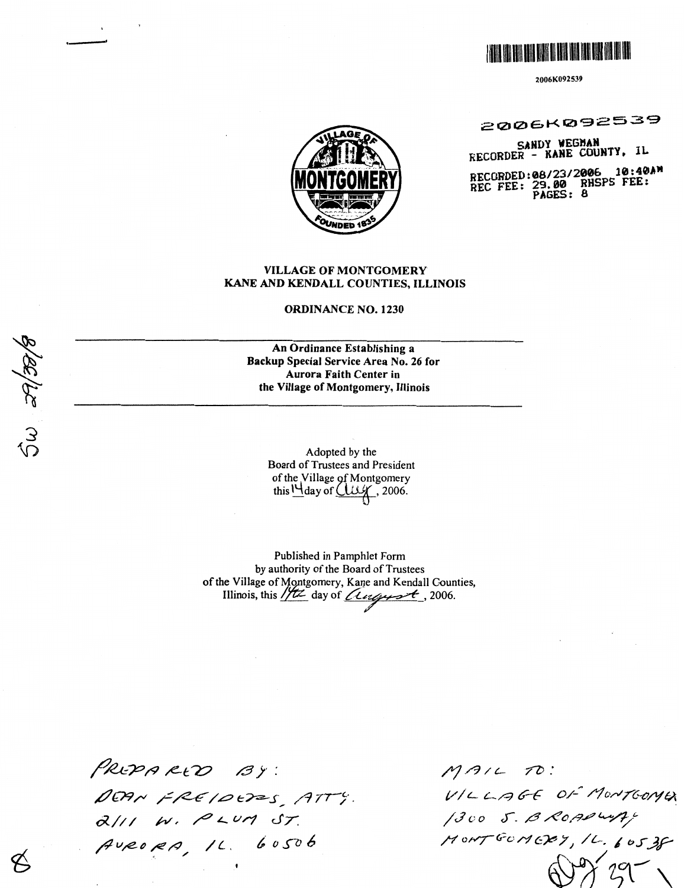2006K092539

2006K092539

SANDY WEGMAN
RECORDER - KANE COUNTY, IL

RECORDED: 08/23/2006 10:40AM
REC FEE: 29.00 RHSPS FEE:
PAGES: 8

**VILLAGE OF MONTGOMERY**
**KANE AND KENDALL COUNTIES, ILLINOIS**

**ORDINANCE NO. 1230**

---

**An Ordinance Establishing a Backup Special Service Area No. 26 for Aurora Faith Center in the Village of Montgomery, Illinois**

---

Adopted by the
Board of Trustees and President
of the Village of Montgomery
this 14 day of Aug, 2006.

Published in Pamphlet Form
by authority of the Board of Trustees
of the Village of Montgomery, Kane and Kendall Counties,
Illinois, this 14th day of August, 2006.

PREPARED BY:
DEAN FREIDERS, ATTY.
2111 W. PLUM ST.
AURORA, IL. 60506

MAIL TO:
VILLAGE OF MONTGOMERY
1300 S. BROADWAY
MONTGOMERY, IL. 60538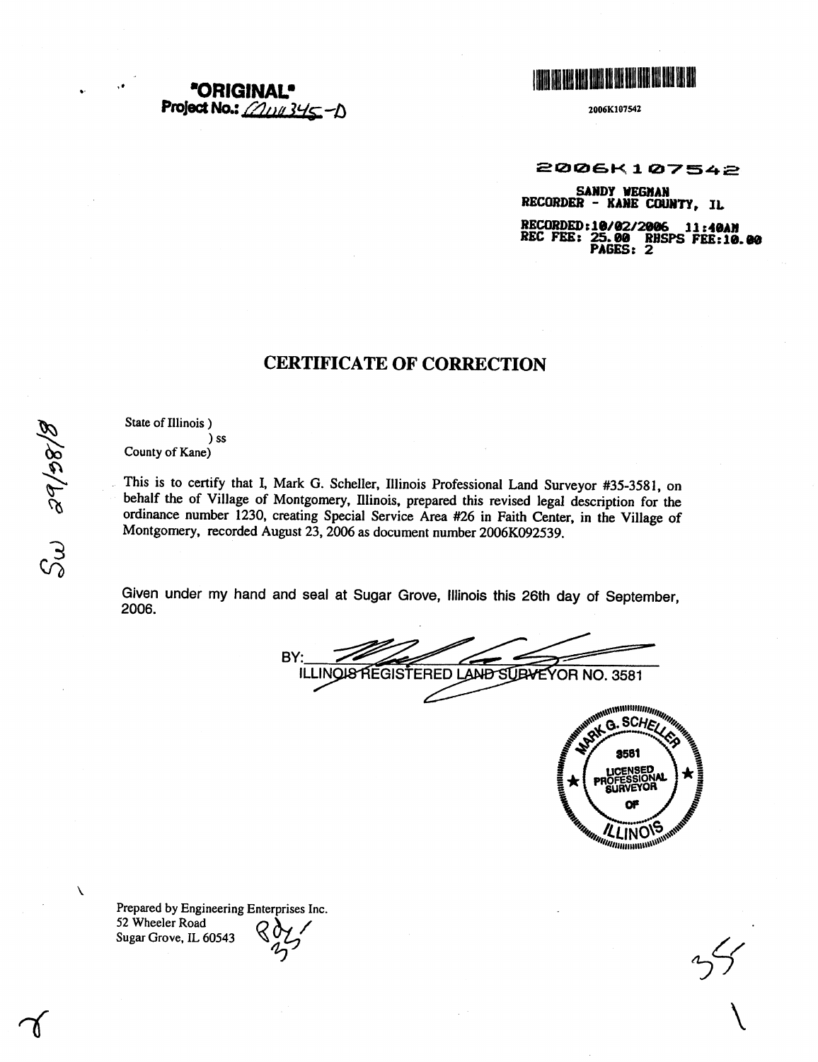**"ORIGINAL"**
**Project No.:** MU345-D

2006K107542

2006K107542

SANDY WEGMAN
RECORDER - KANE COUNTY, IL

RECORDED: 10/02/2006 11:40AM
REC FEE: 25.00 RHSPS FEE: 10.00
PAGES: 2

# CERTIFICATE OF CORRECTION

State of Illinois )
) ss
County of Kane)

This is to certify that I, Mark G. Scheller, Illinois Professional Land Surveyor #35-3581, on behalf the of Village of Montgomery, Illinois, prepared this revised legal description for the ordinance number 1230, creating Special Service Area #26 in Faith Center, in the Village of Montgomery, recorded August 23, 2006 as document number 2006K092539.

Given under my hand and seal at Sugar Grove, Illinois this 26th day of September, 2006.

BY: ______________________________
ILLINOIS REGISTERED LAND SURVEYOR NO. 3581

MARK G. SCHELLER
3581
LICENSED PROFESSIONAL SURVEYOR
OF
ILLINOIS

Prepared by Engineering Enterprises Inc.
52 Wheeler Road
Sugar Grove, IL 60543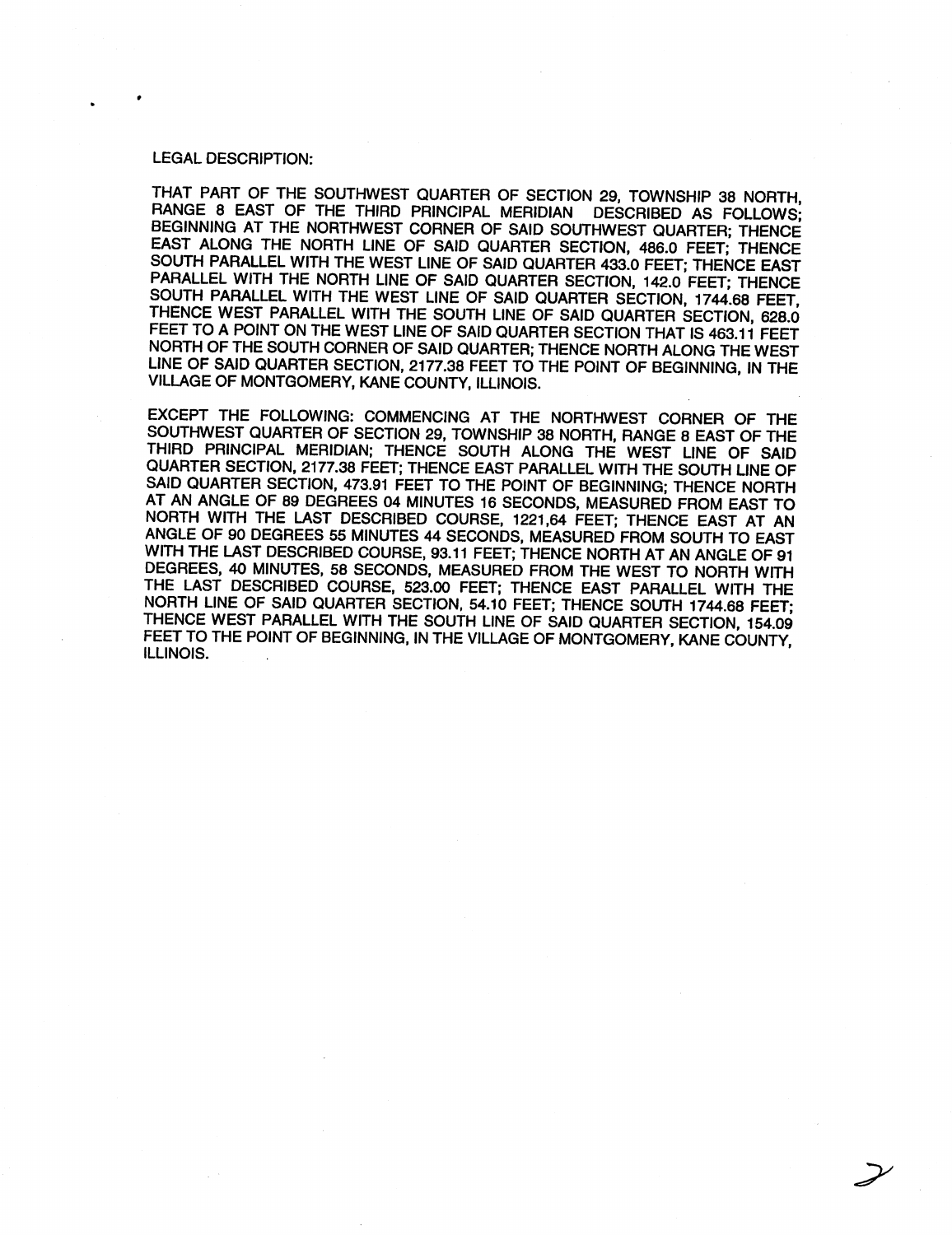LEGAL DESCRIPTION:

THAT PART OF THE SOUTHWEST QUARTER OF SECTION 29, TOWNSHIP 38 NORTH, RANGE 8 EAST OF THE THIRD PRINCIPAL MERIDIAN DESCRIBED AS FOLLOWS; BEGINNING AT THE NORTHWEST CORNER OF SAID SOUTHWEST QUARTER; THENCE EAST ALONG THE NORTH LINE OF SAID QUARTER SECTION, 486.0 FEET; THENCE SOUTH PARALLEL WITH THE WEST LINE OF SAID QUARTER 433.0 FEET; THENCE EAST PARALLEL WITH THE NORTH LINE OF SAID QUARTER SECTION, 142.0 FEET; THENCE SOUTH PARALLEL WITH THE WEST LINE OF SAID QUARTER SECTION, 1744.68 FEET, THENCE WEST PARALLEL WITH THE SOUTH LINE OF SAID QUARTER SECTION, 628.0 FEET TO A POINT ON THE WEST LINE OF SAID QUARTER SECTION THAT IS 463.11 FEET NORTH OF THE SOUTH CORNER OF SAID QUARTER; THENCE NORTH ALONG THE WEST LINE OF SAID QUARTER SECTION, 2177.38 FEET TO THE POINT OF BEGINNING, IN THE VILLAGE OF MONTGOMERY, KANE COUNTY, ILLINOIS.

EXCEPT THE FOLLOWING: COMMENCING AT THE NORTHWEST CORNER OF THE SOUTHWEST QUARTER OF SECTION 29, TOWNSHIP 38 NORTH, RANGE 8 EAST OF THE THIRD PRINCIPAL MERIDIAN; THENCE SOUTH ALONG THE WEST LINE OF SAID QUARTER SECTION, 2177.38 FEET; THENCE EAST PARALLEL WITH THE SOUTH LINE OF SAID QUARTER SECTION, 473.91 FEET TO THE POINT OF BEGINNING; THENCE NORTH AT AN ANGLE OF 89 DEGREES 04 MINUTES 16 SECONDS, MEASURED FROM EAST TO NORTH WITH THE LAST DESCRIBED COURSE, 1221,64 FEET; THENCE EAST AT AN ANGLE OF 90 DEGREES 55 MINUTES 44 SECONDS, MEASURED FROM SOUTH TO EAST WITH THE LAST DESCRIBED COURSE, 93.11 FEET; THENCE NORTH AT AN ANGLE OF 91 DEGREES, 40 MINUTES, 58 SECONDS, MEASURED FROM THE WEST TO NORTH WITH THE LAST DESCRIBED COURSE, 523.00 FEET; THENCE EAST PARALLEL WITH THE NORTH LINE OF SAID QUARTER SECTION, 54.10 FEET; THENCE SOUTH 1744.68 FEET; THENCE WEST PARALLEL WITH THE SOUTH LINE OF SAID QUARTER SECTION, 154.09 FEET TO THE POINT OF BEGINNING, IN THE VILLAGE OF MONTGOMERY, KANE COUNTY, ILLINOIS.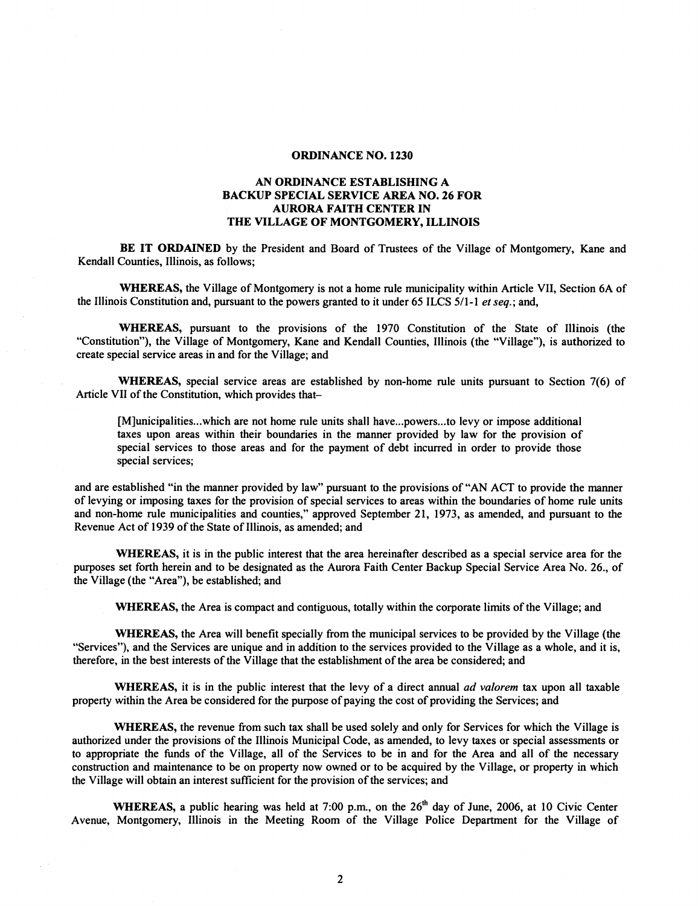## ORDINANCE NO. 1230

## AN ORDINANCE ESTABLISHING A BACKUP SPECIAL SERVICE AREA NO. 26 FOR AURORA FAITH CENTER IN THE VILLAGE OF MONTGOMERY, ILLINOIS

**BE IT ORDAINED** by the President and Board of Trustees of the Village of Montgomery, Kane and Kendall Counties, Illinois, as follows;

**WHEREAS,** the Village of Montgomery is not a home rule municipality within Article VII, Section 6A of the Illinois Constitution and, pursuant to the powers granted to it under 65 ILCS 5/1-1 *et seq.*; and,

**WHEREAS,** pursuant to the provisions of the 1970 Constitution of the State of Illinois (the "Constitution"), the Village of Montgomery, Kane and Kendall Counties, Illinois (the "Village"), is authorized to create special service areas in and for the Village; and

**WHEREAS,** special service areas are established by non-home rule units pursuant to Section 7(6) of Article VII of the Constitution, which provides that–

> [M]unicipalities...which are not home rule units shall have...powers...to levy or impose additional taxes upon areas within their boundaries in the manner provided by law for the provision of special services to those areas and for the payment of debt incurred in order to provide those special services;

and are established "in the manner provided by law" pursuant to the provisions of "AN ACT to provide the manner of levying or imposing taxes for the provision of special services to areas within the boundaries of home rule units and non-home rule municipalities and counties," approved September 21, 1973, as amended, and pursuant to the Revenue Act of 1939 of the State of Illinois, as amended; and

**WHEREAS,** it is in the public interest that the area hereinafter described as a special service area for the purposes set forth herein and to be designated as the Aurora Faith Center Backup Special Service Area No. 26., of the Village (the "Area"), be established; and

**WHEREAS,** the Area is compact and contiguous, totally within the corporate limits of the Village; and

**WHEREAS,** the Area will benefit specially from the municipal services to be provided by the Village (the "Services"), and the Services are unique and in addition to the services provided to the Village as a whole, and it is, therefore, in the best interests of the Village that the establishment of the area be considered; and

**WHEREAS,** it is in the public interest that the levy of a direct annual *ad valorem* tax upon all taxable property within the Area be considered for the purpose of paying the cost of providing the Services; and

**WHEREAS,** the revenue from such tax shall be used solely and only for Services for which the Village is authorized under the provisions of the Illinois Municipal Code, as amended, to levy taxes or special assessments or to appropriate the funds of the Village, all of the Services to be in and for the Area and all of the necessary construction and maintenance to be on property now owned or to be acquired by the Village, or property in which the Village will obtain an interest sufficient for the provision of the services; and

**WHEREAS,** a public hearing was held at 7:00 p.m., on the 26th day of June, 2006, at 10 Civic Center Avenue, Montgomery, Illinois in the Meeting Room of the Village Police Department for the Village of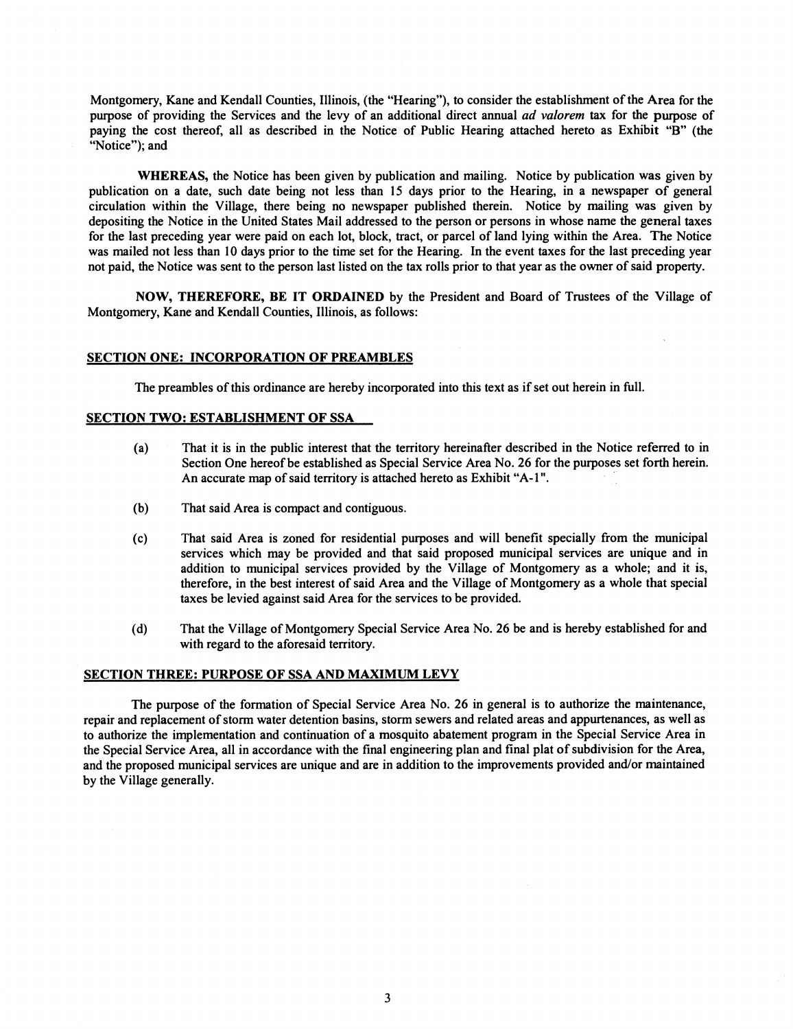Montgomery, Kane and Kendall Counties, Illinois, (the "Hearing"), to consider the establishment of the Area for the purpose of providing the Services and the levy of an additional direct annual *ad valorem* tax for the purpose of paying the cost thereof, all as described in the Notice of Public Hearing attached hereto as Exhibit "B" (the "Notice"); and

**WHEREAS,** the Notice has been given by publication and mailing. Notice by publication was given by publication on a date, such date being not less than 15 days prior to the Hearing, in a newspaper of general circulation within the Village, there being no newspaper published therein. Notice by mailing was given by depositing the Notice in the United States Mail addressed to the person or persons in whose name the general taxes for the last preceding year were paid on each lot, block, tract, or parcel of land lying within the Area. The Notice was mailed not less than 10 days prior to the time set for the Hearing. In the event taxes for the last preceding year not paid, the Notice was sent to the person last listed on the tax rolls prior to that year as the owner of said property.

**NOW, THEREFORE, BE IT ORDAINED** by the President and Board of Trustees of the Village of Montgomery, Kane and Kendall Counties, Illinois, as follows:

## SECTION ONE: INCORPORATION OF PREAMBLES

The preambles of this ordinance are hereby incorporated into this text as if set out herein in full.

## SECTION TWO: ESTABLISHMENT OF SSA

(a) That it is in the public interest that the territory hereinafter described in the Notice referred to in Section One hereof be established as Special Service Area No. 26 for the purposes set forth herein. An accurate map of said territory is attached hereto as Exhibit "A-1".

(b) That said Area is compact and contiguous.

(c) That said Area is zoned for residential purposes and will benefit specially from the municipal services which may be provided and that said proposed municipal services are unique and in addition to municipal services provided by the Village of Montgomery as a whole; and it is, therefore, in the best interest of said Area and the Village of Montgomery as a whole that special taxes be levied against said Area for the services to be provided.

(d) That the Village of Montgomery Special Service Area No. 26 be and is hereby established for and with regard to the aforesaid territory.

## SECTION THREE: PURPOSE OF SSA AND MAXIMUM LEVY

The purpose of the formation of Special Service Area No. 26 in general is to authorize the maintenance, repair and replacement of storm water detention basins, storm sewers and related areas and appurtenances, as well as to authorize the implementation and continuation of a mosquito abatement program in the Special Service Area in the Special Service Area, all in accordance with the final engineering plan and final plat of subdivision for the Area, and the proposed municipal services are unique and are in addition to the improvements provided and/or maintained by the Village generally.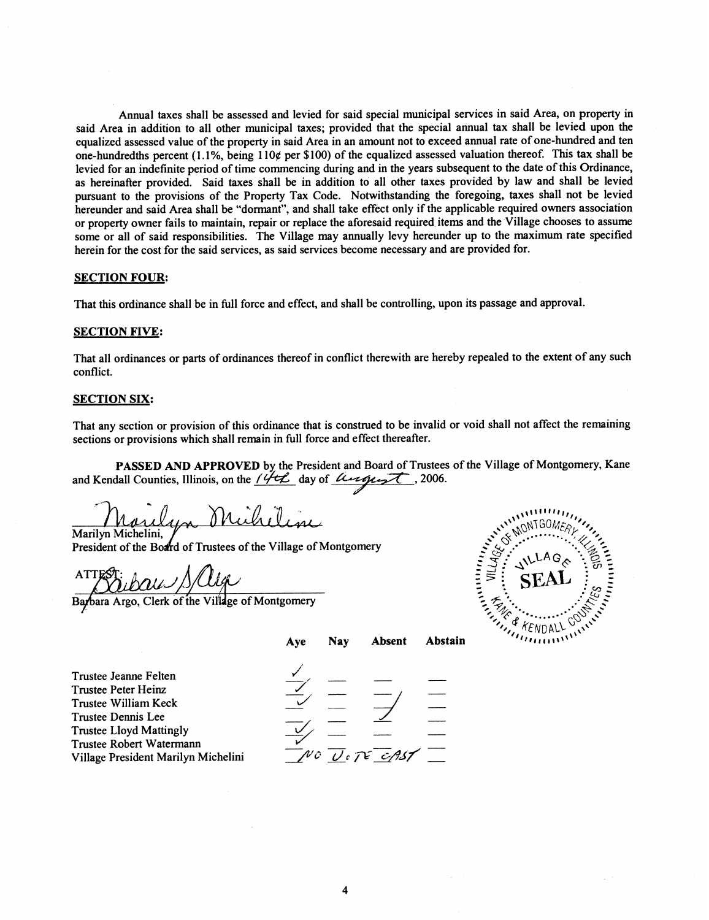Annual taxes shall be assessed and levied for said special municipal services in said Area, on property in said Area in addition to all other municipal taxes; provided that the special annual tax shall be levied upon the equalized assessed value of the property in said Area in an amount not to exceed annual rate of one-hundred and ten one-hundredths percent (1.1%, being 110¢ per $100) of the equalized assessed valuation thereof. This tax shall be levied for an indefinite period of time commencing during and in the years subsequent to the date of this Ordinance, as hereinafter provided. Said taxes shall be in addition to all other taxes provided by law and shall be levied pursuant to the provisions of the Property Tax Code. Notwithstanding the foregoing, taxes shall not be levied hereunder and said Area shall be "dormant", and shall take effect only if the applicable required owners association or property owner fails to maintain, repair or replace the aforesaid required items and the Village chooses to assume some or all of said responsibilities. The Village may annually levy hereunder up to the maximum rate specified herein for the cost for the said services, as said services become necessary and are provided for.

**SECTION FOUR:**

That this ordinance shall be in full force and effect, and shall be controlling, upon its passage and approval.

**SECTION FIVE:**

That all ordinances or parts of ordinances thereof in conflict therewith are hereby repealed to the extent of any such conflict.

**SECTION SIX:**

That any section or provision of this ordinance that is construed to be invalid or void shall not affect the remaining sections or provisions which shall remain in full force and effect thereafter.

**PASSED AND APPROVED** by the President and Board of Trustees of the Village of Montgomery, Kane and Kendall Counties, Illinois, on the 14th day of August, 2006.

Marilyn Michelini
Marilyn Michelini,
President of the Board of Trustees of the Village of Montgomery

ATTEST: Barbara Argo
Barbara Argo, Clerk of the Village of Montgomery

VILLAGE OF MONTGOMERY, ILLINOIS — VILLAGE SEAL — KANE & KENDALL COUNTIES

| | Aye | Nay | Absent | Abstain |
|---|---|---|---|---|
| Trustee Jeanne Felten | ✓ | | | |
| Trustee Peter Heinz | ✓ | | | |
| Trustee William Keck | ✓ | | | |
| Trustee Dennis Lee | | | ✓ | |
| Trustee Lloyd Mattingly | ✓ | | | |
| Trustee Robert Watermann | ✓ | | | |
| Village President Marilyn Michelini | No Vote Cast | | | |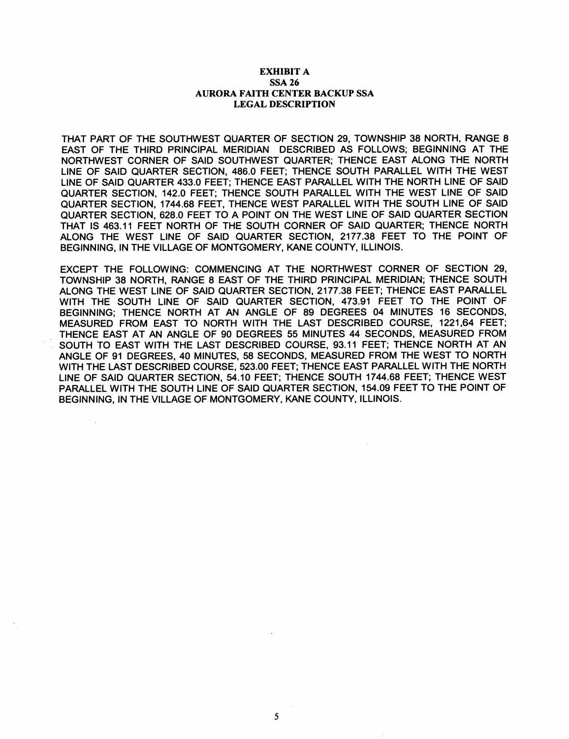**EXHIBIT A**
**SSA 26**
**AURORA FAITH CENTER BACKUP SSA**
**LEGAL DESCRIPTION**

THAT PART OF THE SOUTHWEST QUARTER OF SECTION 29, TOWNSHIP 38 NORTH, RANGE 8 EAST OF THE THIRD PRINCIPAL MERIDIAN DESCRIBED AS FOLLOWS; BEGINNING AT THE NORTHWEST CORNER OF SAID SOUTHWEST QUARTER; THENCE EAST ALONG THE NORTH LINE OF SAID QUARTER SECTION, 486.0 FEET; THENCE SOUTH PARALLEL WITH THE WEST LINE OF SAID QUARTER 433.0 FEET; THENCE EAST PARALLEL WITH THE NORTH LINE OF SAID QUARTER SECTION, 142.0 FEET; THENCE SOUTH PARALLEL WITH THE WEST LINE OF SAID QUARTER SECTION, 1744.68 FEET, THENCE WEST PARALLEL WITH THE SOUTH LINE OF SAID QUARTER SECTION, 628.0 FEET TO A POINT ON THE WEST LINE OF SAID QUARTER SECTION THAT IS 463.11 FEET NORTH OF THE SOUTH CORNER OF SAID QUARTER; THENCE NORTH ALONG THE WEST LINE OF SAID QUARTER SECTION, 2177.38 FEET TO THE POINT OF BEGINNING, IN THE VILLAGE OF MONTGOMERY, KANE COUNTY, ILLINOIS.

EXCEPT THE FOLLOWING: COMMENCING AT THE NORTHWEST CORNER OF SECTION 29, TOWNSHIP 38 NORTH, RANGE 8 EAST OF THE THIRD PRINCIPAL MERIDIAN; THENCE SOUTH ALONG THE WEST LINE OF SAID QUARTER SECTION, 2177.38 FEET; THENCE EAST PARALLEL WITH THE SOUTH LINE OF SAID QUARTER SECTION, 473.91 FEET TO THE POINT OF BEGINNING; THENCE NORTH AT AN ANGLE OF 89 DEGREES 04 MINUTES 16 SECONDS, MEASURED FROM EAST TO NORTH WITH THE LAST DESCRIBED COURSE, 1221,64 FEET; THENCE EAST AT AN ANGLE OF 90 DEGREES 55 MINUTES 44 SECONDS, MEASURED FROM SOUTH TO EAST WITH THE LAST DESCRIBED COURSE, 93.11 FEET; THENCE NORTH AT AN ANGLE OF 91 DEGREES, 40 MINUTES, 58 SECONDS, MEASURED FROM THE WEST TO NORTH WITH THE LAST DESCRIBED COURSE, 523.00 FEET; THENCE EAST PARALLEL WITH THE NORTH LINE OF SAID QUARTER SECTION, 54.10 FEET; THENCE SOUTH 1744.68 FEET; THENCE WEST PARALLEL WITH THE SOUTH LINE OF SAID QUARTER SECTION, 154.09 FEET TO THE POINT OF BEGINNING, IN THE VILLAGE OF MONTGOMERY, KANE COUNTY, ILLINOIS.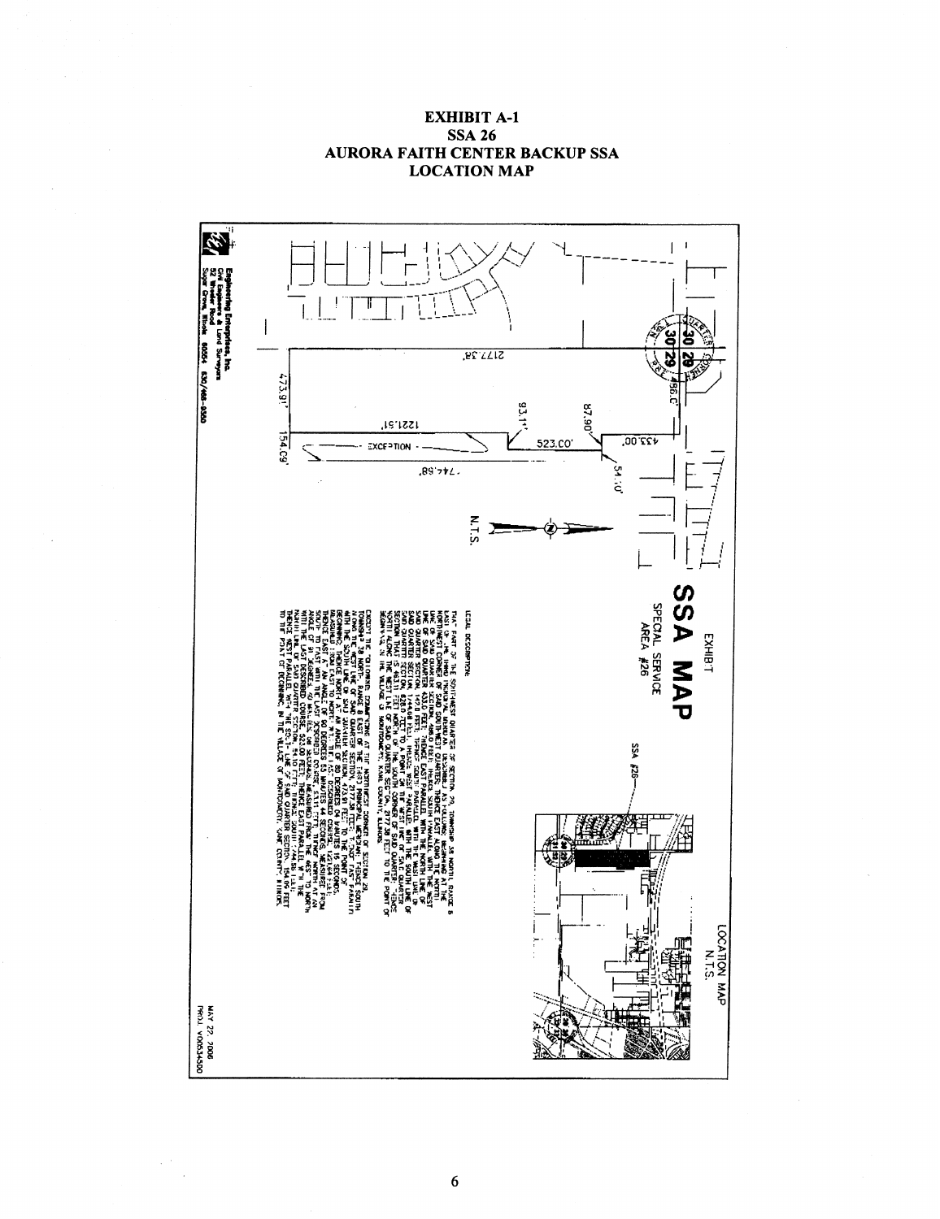# EXHIBIT A-1
## SSA 26
## AURORA FAITH CENTER BACKUP SSA
## LOCATION MAP

**SSA MAP**

EXHIBIT

SPECIAL SERVICE AREA #26

N.T.S.

LOCATION MAP
N.T.S.

SSA #26

2177.38'

1221.51'

523.00'

433.00'

87.90'

93.11'

54.10'

744.68'

473.91'

154.09'

EXCEPTION

LEGAL DESCRIPTION:

THAT PART OF THE SOUTHWEST QUARTER OF SECTION 29, TOWNSHIP 38 NORTH, RANGE 8 EAST OF THE THIRD PRINCIPAL MERIDIAN, DESCRIBED AS FOLLOWS: BEGINNING AT THE NORTHWEST CORNER OF SAID SOUTHWEST QUARTER; THENCE EAST ALONG THE NORTH LINE OF SAID QUARTER SECTION, 486.0 FEET; THENCE SOUTH PARALLEL WITH THE WEST LINE OF SAID QUARTER 433.0 FEET; THENCE EAST PARALLEL WITH THE NORTH LINE OF SAID QUARTER SECTION, 1472 FEET; THENCE SOUTH PARALLEL WITH THE WEST LINE OF SAID QUARTER SECTION, 1446.86 FEET; THENCE WEST PARALLEL WITH THE SOUTH LINE OF SAID QUARTER SECTION, 828.0 FEET TO A POINT ON THE WEST LINE OF SAID QUARTER SECTION THAT IS 463.11 FEET NORTH OF THE SOUTH CORNER OF SAID QUARTER; THENCE NORTH ALONG THE WEST LINE OF SAID QUARTER SECTION, 2177.38 FEET TO THE POINT OF BEGINNING, IN THE VILLAGE OF MONTGOMERY, KANE COUNTY, ILLINOIS.

EXCEPT THE FOLLOWING: COMMENCING AT THE NORTHWEST CORNER OF SECTION 29, TOWNSHIP 38 NORTH, RANGE 8 EAST OF THE THIRD PRINCIPAL MERIDIAN; THENCE SOUTH ALONG THE WEST LINE OF SAID QUARTER SECTION, 2177.38 FEET; THENCE EAST PARALLEL WITH THE SOUTH LINE OF SAID QUARTER SECTION, 473.91 FEET TO THE POINT OF BEGINNING; THENCE NORTH AT AN ANGLE OF 89 DEGREES 04 MINUTES 15 SECONDS, MEASURED FROM EAST TO NORTH, 744.68 FEET; THENCE EAST AT AN ANGLE OF 90 DEGREES 55 MINUTES 44 SECONDS, MEASURED FROM SOUTH TO EAST WITH THE LAST DESCRIBED COURSE, 54.10 FEET; THENCE NORTH AT AN ANGLE OF 90 DEGREES, 60 MINUTES, 00 SECONDS, MEASURED FROM THE WEST TO NORTH WITH THE LAST DESCRIBED COURSE, 523.00 FEET; THENCE EAST PARALLEL WITH THE NORTH LINE OF SAID QUARTER SECTION 93.11 FEET; THENCE SOUTH 1221.51 FEET; THENCE WEST PARALLEL WITH THE SOUTH LINE OF SAID QUARTER SECTION, 154.09 FEET TO THE POINT OF BEGINNING, IN THE VILLAGE OF MONTGOMERY, KANE COUNTY, ILLINOIS.

Engineering Enterprises, Inc.
Civil Engineers & Land Surveyors
52 Wheeler Road
Sugar Grove, Illinois 60554 630/466-9350

MAY 22, 2006
PROJ. VO0634500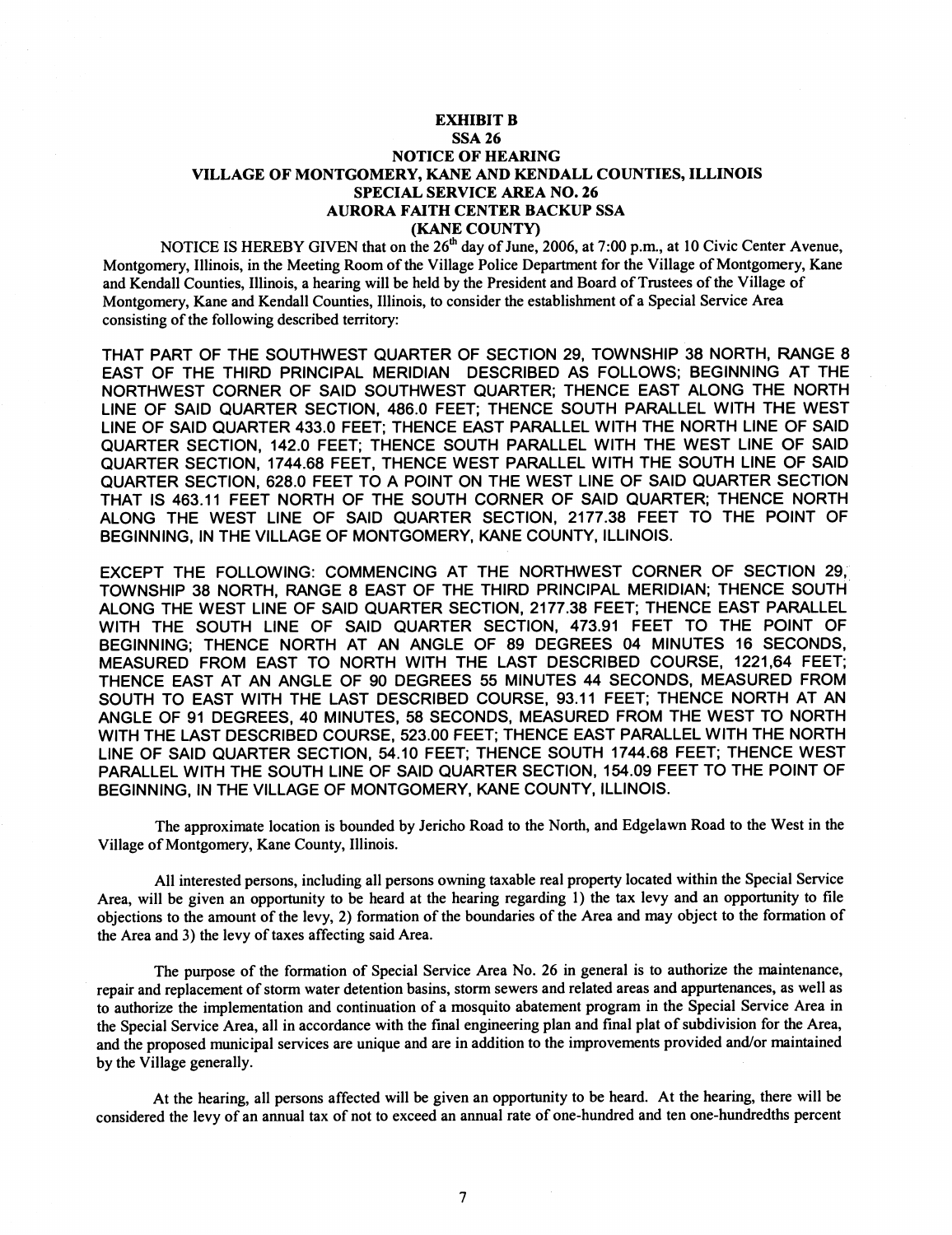**EXHIBIT B**
**SSA 26**
**NOTICE OF HEARING**
**VILLAGE OF MONTGOMERY, KANE AND KENDALL COUNTIES, ILLINOIS**
**SPECIAL SERVICE AREA NO. 26**
**AURORA FAITH CENTER BACKUP SSA**
**(KANE COUNTY)**

NOTICE IS HEREBY GIVEN that on the 26th day of June, 2006, at 7:00 p.m., at 10 Civic Center Avenue, Montgomery, Illinois, in the Meeting Room of the Village Police Department for the Village of Montgomery, Kane and Kendall Counties, Illinois, a hearing will be held by the President and Board of Trustees of the Village of Montgomery, Kane and Kendall Counties, Illinois, to consider the establishment of a Special Service Area consisting of the following described territory:

THAT PART OF THE SOUTHWEST QUARTER OF SECTION 29, TOWNSHIP 38 NORTH, RANGE 8 EAST OF THE THIRD PRINCIPAL MERIDIAN DESCRIBED AS FOLLOWS; BEGINNING AT THE NORTHWEST CORNER OF SAID SOUTHWEST QUARTER; THENCE EAST ALONG THE NORTH LINE OF SAID QUARTER SECTION, 486.0 FEET; THENCE SOUTH PARALLEL WITH THE WEST LINE OF SAID QUARTER 433.0 FEET; THENCE EAST PARALLEL WITH THE NORTH LINE OF SAID QUARTER SECTION, 142.0 FEET; THENCE SOUTH PARALLEL WITH THE WEST LINE OF SAID QUARTER SECTION, 1744.68 FEET, THENCE WEST PARALLEL WITH THE SOUTH LINE OF SAID QUARTER SECTION, 628.0 FEET TO A POINT ON THE WEST LINE OF SAID QUARTER SECTION THAT IS 463.11 FEET NORTH OF THE SOUTH CORNER OF SAID QUARTER; THENCE NORTH ALONG THE WEST LINE OF SAID QUARTER SECTION, 2177.38 FEET TO THE POINT OF BEGINNING, IN THE VILLAGE OF MONTGOMERY, KANE COUNTY, ILLINOIS.

EXCEPT THE FOLLOWING: COMMENCING AT THE NORTHWEST CORNER OF SECTION 29, TOWNSHIP 38 NORTH, RANGE 8 EAST OF THE THIRD PRINCIPAL MERIDIAN; THENCE SOUTH ALONG THE WEST LINE OF SAID QUARTER SECTION, 2177.38 FEET; THENCE EAST PARALLEL WITH THE SOUTH LINE OF SAID QUARTER SECTION, 473.91 FEET TO THE POINT OF BEGINNING; THENCE NORTH AT AN ANGLE OF 89 DEGREES 04 MINUTES 16 SECONDS, MEASURED FROM EAST TO NORTH WITH THE LAST DESCRIBED COURSE, 1221,64 FEET; THENCE EAST AT AN ANGLE OF 90 DEGREES 55 MINUTES 44 SECONDS, MEASURED FROM SOUTH TO EAST WITH THE LAST DESCRIBED COURSE, 93.11 FEET; THENCE NORTH AT AN ANGLE OF 91 DEGREES, 40 MINUTES, 58 SECONDS, MEASURED FROM THE WEST TO NORTH WITH THE LAST DESCRIBED COURSE, 523.00 FEET; THENCE EAST PARALLEL WITH THE NORTH LINE OF SAID QUARTER SECTION, 54.10 FEET; THENCE SOUTH 1744.68 FEET; THENCE WEST PARALLEL WITH THE SOUTH LINE OF SAID QUARTER SECTION, 154.09 FEET TO THE POINT OF BEGINNING, IN THE VILLAGE OF MONTGOMERY, KANE COUNTY, ILLINOIS.

The approximate location is bounded by Jericho Road to the North, and Edgelawn Road to the West in the Village of Montgomery, Kane County, Illinois.

All interested persons, including all persons owning taxable real property located within the Special Service Area, will be given an opportunity to be heard at the hearing regarding 1) the tax levy and an opportunity to file objections to the amount of the levy, 2) formation of the boundaries of the Area and may object to the formation of the Area and 3) the levy of taxes affecting said Area.

The purpose of the formation of Special Service Area No. 26 in general is to authorize the maintenance, repair and replacement of storm water detention basins, storm sewers and related areas and appurtenances, as well as to authorize the implementation and continuation of a mosquito abatement program in the Special Service Area in the Special Service Area, all in accordance with the final engineering plan and final plat of subdivision for the Area, and the proposed municipal services are unique and are in addition to the improvements provided and/or maintained by the Village generally.

At the hearing, all persons affected will be given an opportunity to be heard. At the hearing, there will be considered the levy of an annual tax of not to exceed an annual rate of one-hundred and ten one-hundredths percent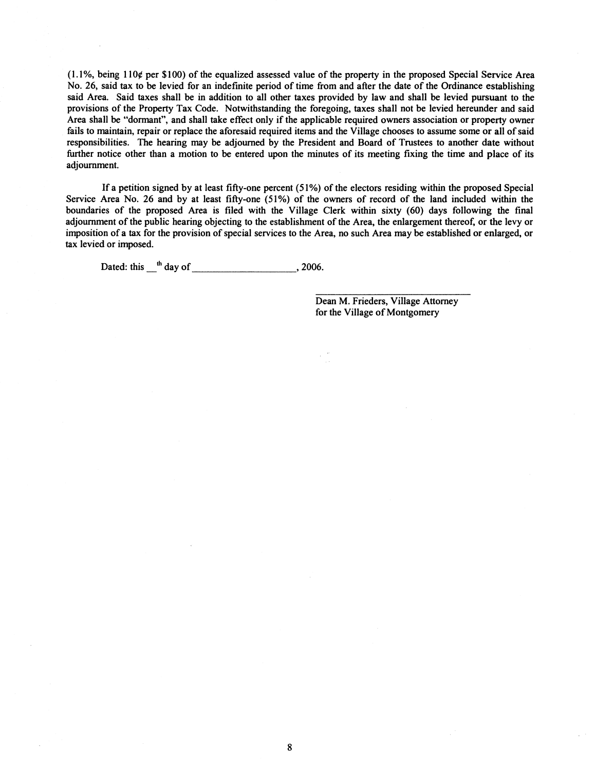(1.1%, being 110¢ per $100) of the equalized assessed value of the property in the proposed Special Service Area No. 26, said tax to be levied for an indefinite period of time from and after the date of the Ordinance establishing said Area. Said taxes shall be in addition to all other taxes provided by law and shall be levied pursuant to the provisions of the Property Tax Code. Notwithstanding the foregoing, taxes shall not be levied hereunder and said Area shall be "dormant", and shall take effect only if the applicable required owners association or property owner fails to maintain, repair or replace the aforesaid required items and the Village chooses to assume some or all of said responsibilities. The hearing may be adjourned by the President and Board of Trustees to another date without further notice other than a motion to be entered upon the minutes of its meeting fixing the time and place of its adjournment.

If a petition signed by at least fifty-one percent (51%) of the electors residing within the proposed Special Service Area No. 26 and by at least fifty-one (51%) of the owners of record of the land included within the boundaries of the proposed Area is filed with the Village Clerk within sixty (60) days following the final adjournment of the public hearing objecting to the establishment of the Area, the enlargement thereof, or the levy or imposition of a tax for the provision of special services to the Area, no such Area may be established or enlarged, or tax levied or imposed.

Dated: this __th day of ____________________, 2006.

________________________________

Dean M. Frieders, Village Attorney
for the Village of Montgomery